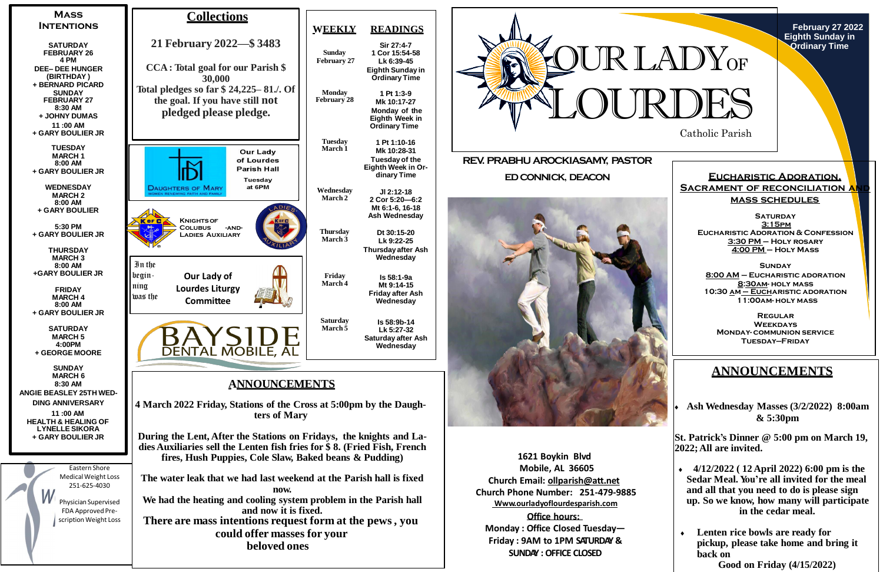# Our Lady of Lourdes

Catholic Parish

February 27 2022
Eighth Sunday in Ordinary Time

**REV. PRABHU AROCKIASAMY, PASTOR**

**ED CONNICK, DEACON**

## Mass Intentions

**SATURDAY FEBRUARY 26**
**4 PM**
DEE– DEE HUNGER (BIRTHDAY )
+ BERNARD PICARD

**SUNDAY FEBRUARY 27**
**8:30 AM**
+ JOHNY DUMAS
**11 :00 AM**
+ GARY BOULIER JR

**TUESDAY MARCH 1**
**8:00 AM**
+ GARY BOULIER JR

**WEDNESDAY MARCH 2**
**8:00 AM**
+ GARY BOULIER

**5:30 PM**
+ GARY BOULIER JR

**THURSDAY MARCH 3**
**8:00 AM**
+GARY BOULIER JR

**FRIDAY MARCH 4**
**8:00 AM**
+ GARY BOULIER JR

**SATURDAY MARCH 5**
**4:00PM**
+ GEORGE MOORE

**SUNDAY MARCH 6**
**8:30 AM**
ANGIE BEASLEY 25TH WEDDING ANNIVERSARY
**11 :00 AM**
HEALTH & HEALING OF LYNELLE SIKORA
+ GARY BOULIER JR

Eastern Shore Medical Weight Loss
251-625-4030
Physician Supervised
FDA Approved Prescription Weight Loss

## Collections

**21 February 2022—$ 3483**

**CCA : Total goal for our Parish $ 30,000**
**Total pledges so far $ 24,225– 81./. Of the goal. If you have still not pledged please pledge.**

Daughters of Mary — Women renewing faith and family
Our Lady of Lourdes Parish Hall
Tuesday at 6PM

Knights of Colubus -and- Ladies Auxiliary

In the beginning was the
Our Lady of Lourdes Liturgy Committee

BAYSIDE DENTAL MOBILE, AL

## Weekly Readings

| WEEKLY | READINGS |
|---|---|
| Sunday February 27 | Sir 27:4-7<br>1 Cor 15:54-58<br>Lk 6:39-45<br>Eighth Sunday in Ordinary Time |
| Monday February 28 | 1 Pt 1:3-9<br>Mk 10:17-27<br>Monday of the Eighth Week in Ordinary Time |
| Tuesday March 1 | 1 Pt 1:10-16<br>Mk 10:28-31<br>Tuesday of the Eighth Week in Ordinary Time |
| Wednesday March 2 | Jl 2:12-18<br>2 Cor 5:20—6:2<br>Mt 6:1-6, 16-18<br>Ash Wednesday |
| Thursday March 3 | Dt 30:15-20<br>Lk 9:22-25<br>Thursday after Ash Wednesday |
| Friday March 4 | Is 58:1-9a<br>Mt 9:14-15<br>Friday after Ash Wednesday |
| Saturday March 5 | Is 58:9b-14<br>Lk 5:27-32<br>Saturday after Ash Wednesday |

## Announcements

**4 March 2022 Friday, Stations of the Cross at 5:00pm by the Daughters of Mary**

**During the Lent, After the Stations on Fridays, the knights and Ladies Auxiliaries sell the Lenten fish fries for $ 8. (Fried Fish, French fires, Hush Puppies, Cole Slaw, Baked beans & Pudding)**

**The water leak that we had last weekend at the Parish hall is fixed now.**
**We had the heating and cooling system problem in the Parish hall and now it is fixed.**
**There are mass intentions request form at the pews , you could offer masses for your beloved ones**

1621 Boykin Blvd
Mobile, AL 36605
Church Email: ollparish@att.net
Church Phone Number: 251-479-9885
Www.ourladyoflourdesparish.com

**Office hours:**
Monday : Office Closed Tuesday—Friday : 9AM to 1PM SATURDAY & SUNDAY : OFFICE CLOSED

## Eucharistic Adoration, Sacrament of Reconciliation and Mass Schedules

**SATURDAY**
3:15PM
EUCHARISTIC ADORATION & CONFESSION
3:30 PM – HOLY ROSARY
4:00 PM – HOLY MASS

**SUNDAY**
8:00 AM – EUCHARISTIC ADORATION
8:30AM- HOLY MASS
10:30 AM – EUCHARISTIC ADORATION
11:00AM- HOLY MASS

**REGULAR WEEKDAYS**
MONDAY- COMMUNION SERVICE
TUESDAY–FRIDAY

## Announcements

- **Ash Wednesday Masses (3/2/2022) 8:00am & 5:30pm**

**St. Patrick's Dinner @ 5:00 pm on March 19, 2022; All are invited.**

- **4/12/2022 ( 12 April 2022) 6:00 pm is the Sedar Meal. You're all invited for the meal and all that you need to do is please sign up. So we know, how many will participate in the cedar meal.**

- **Lenten rice bowls are ready for pickup, please take home and bring it back on Good on Friday (4/15/2022)**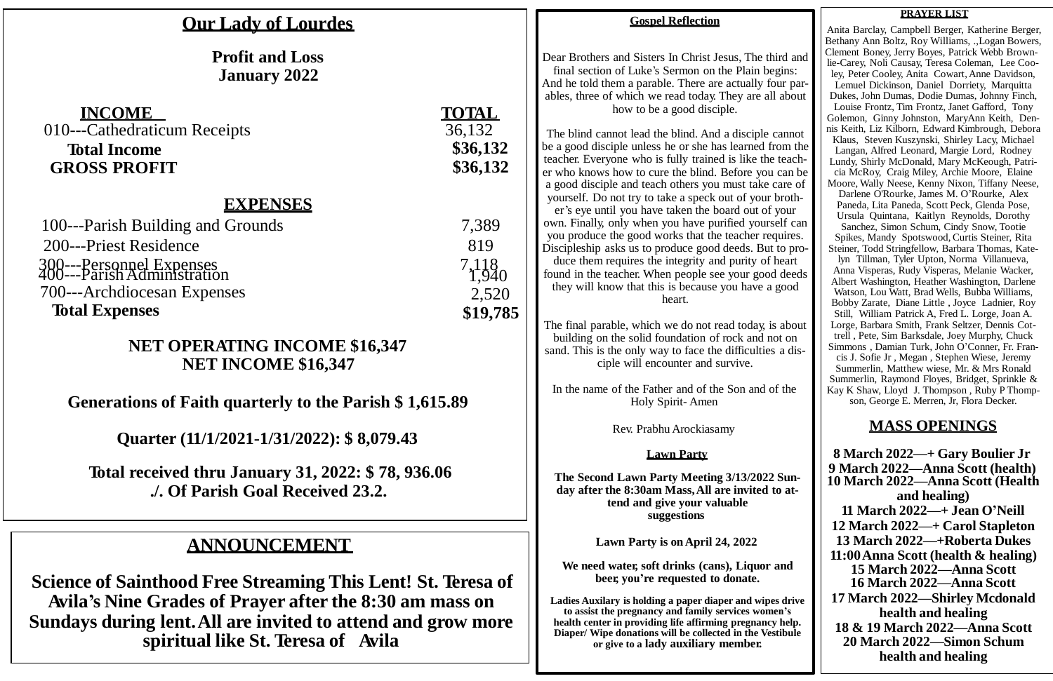# Our Lady of Lourdes

## Profit and Loss
## January 2022

| INCOME | TOTAL |
|---|---|
| 010---Cathedraticum Receipts | 36,132 |
| **Total Income** | **$36,132** |
| **GROSS PROFIT** | **$36,132** |

## EXPENSES

| | |
|---|---|
| 100---Parish Building and Grounds | 7,389 |
| 200---Priest Residence | 819 |
| 300---Personnel Expenses | 7,118 |
| 400---Parish Administration | 1,940 |
| 700---Archdiocesan Expenses | 2,520 |
| **Total Expenses** | **$19,785** |

**NET OPERATING INCOME $16,347**
**NET INCOME $16,347**

**Generations of Faith quarterly to the Parish $ 1,615.89**

**Quarter (11/1/2021-1/31/2022): $ 8,079.43**

**Total received thru January 31, 2022: $ 78, 936.06**
**./. Of Parish Goal Received 23.2.**

## ANNOUNCEMENT

**Science of Sainthood Free Streaming This Lent! St. Teresa of Avila's Nine Grades of Prayer after the 8:30 am mass on Sundays during lent. All are invited to attend and grow more spiritual like St. Teresa of Avila**

### Gospel Reflection

Dear Brothers and Sisters In Christ Jesus, The third and final section of Luke's Sermon on the Plain begins: And he told them a parable. There are actually four parables, three of which we read today. They are all about how to be a good disciple.

The blind cannot lead the blind. And a disciple cannot be a good disciple unless he or she has learned from the teacher. Everyone who is fully trained is like the teacher who knows how to cure the blind. Before you can be a good disciple and teach others you must take care of yourself. Do not try to take a speck out of your brother's eye until you have taken the board out of your own. Finally, only when you have purified yourself can you produce the good works that the teacher requires. Discipleship asks us to produce good deeds. But to produce them requires the integrity and purity of heart found in the teacher. When people see your good deeds they will know that this is because you have a good heart.

The final parable, which we do not read today, is about building on the solid foundation of rock and not on sand. This is the only way to face the difficulties a disciple will encounter and survive.

In the name of the Father and of the Son and of the Holy Spirit- Amen

Rev. Prabhu Arockiasamy

### Lawn Party

**The Second Lawn Party Meeting 3/13/2022 Sunday after the 8:30am Mass, All are invited to attend and give your valuable suggestions**

**Lawn Party is on April 24, 2022**

**We need water, soft drinks (cans), Liquor and beer, you're requested to donate.**

**Ladies Auxiliary is holding a paper diaper and wipes drive to assist the pregnancy and family services women's health center in providing life affirming pregnancy help. Diaper/ Wipe donations will be collected in the Vestibule or give to a lady auxiliary member.**

### PRAYER LIST

Anita Barclay, Campbell Berger, Katherine Berger, Bethany Ann Boltz, Roy Williams, .,Logan Bowers, Clement Boney, Jerry Boyes, Patrick Webb Brownlie-Carey, Noli Causay, Teresa Coleman, Lee Cooley, Peter Cooley, Anita Cowart, Anne Davidson, Lemuel Dickinson, Daniel Dorriety, Marquitta Dukes, John Dumas, Dodie Dumas, Johnny Finch, Louise Frontz, Tim Frontz, Janet Gafford, Tony Golemon, Ginny Johnston, MaryAnn Keith, Dennis Keith, Liz Kilborn, Edward Kimbrough, Debora Klaus, Steven Kuszynski, Shirley Lacy, Michael Langan, Alfred Leonard, Margie Lord, Rodney Lundy, Shirly McDonald, Mary McKeough, Patricia McRoy, Craig Miley, Archie Moore, Elaine Moore, Wally Neese, Kenny Nixon, Tiffany Neese, Darlene O'Rourke, James M. O'Rourke, Alex Paneda, Lita Paneda, Scott Peck, Glenda Pose, Ursula Quintana, Kaitlyn Reynolds, Dorothy Sanchez, Simon Schum, Cindy Snow, Tootie Spikes, Mandy Spotswood, Curtis Steiner, Rita Steiner, Todd Stringfellow, Barbara Thomas, Katelyn Tillman, Tyler Upton, Norma Villanueva, Anna Visperas, Rudy Visperas, Melanie Wacker, Albert Washington, Heather Washington, Darlene Watson, Lou Watt, Brad Wells, Bubba Williams, Bobby Zarate, Diane Little , Joyce Ladnier, Roy Still, William Patrick A, Fred L. Lorge, Joan A. Lorge, Barbara Smith, Frank Seltzer, Dennis Cottrell , Pete, Sim Barksdale, Joey Murphy, Chuck Simmons , Damian Turk, John O'Conner, Fr. Francis J. Sofie Jr , Megan , Stephen Wiese, Jeremy Summerlin, Matthew wiese, Mr. & Mrs Ronald Summerlin, Raymond Floyes, Bridget, Sprinkle & Kay K Shaw, Lloyd J. Thompson , Ruby P Thompson, George E. Merren, Jr, Flora Decker.

## MASS OPENINGS

**8 March 2022—+ Gary Boulier Jr**
**9 March 2022—Anna Scott (health)**
**10 March 2022—Anna Scott (Health and healing)**
**11 March 2022—+ Jean O'Neill**
**12 March 2022—+ Carol Stapleton**
**13 March 2022—+Roberta Dukes**
**11:00 Anna Scott (health & healing)**
**15 March 2022—Anna Scott**
**16 March 2022—Anna Scott**
**17 March 2022—Shirley Mcdonald health and healing**
**18 & 19 March 2022—Anna Scott**
**20 March 2022—Simon Schum health and healing**